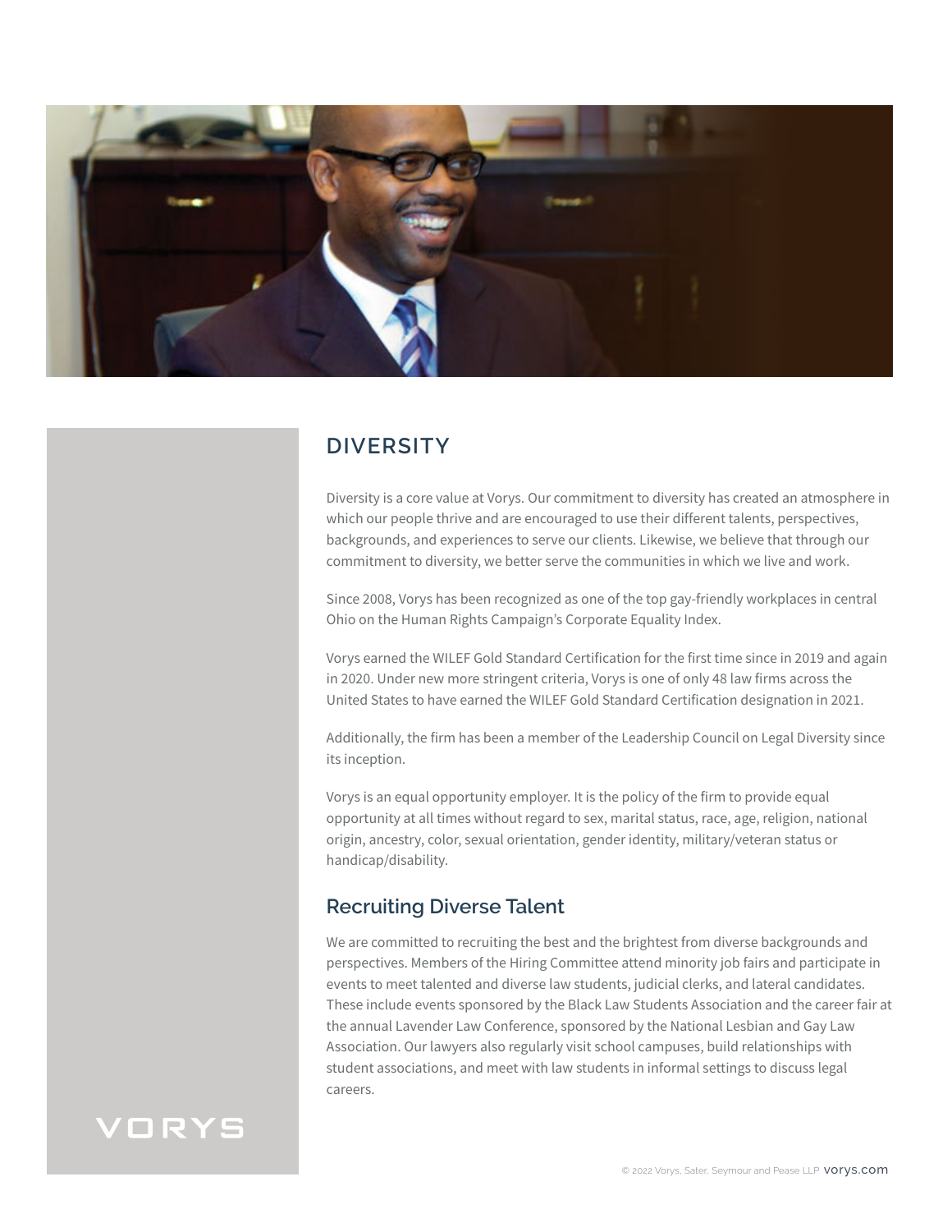# DIVERSITY

Diversity is a core value at Vorys. Our commitment to diversity has created an atmosphere in which our people thrive and are encouraged to use their different talents, perspectives, backgrounds, and experiences to serve our clients. Likewise, we believe that through our commitment to diversity, we better serve the communities in which we live and work.

Since 2008, Vorys has been recognized as one of the top gay-friendly workplaces in central Ohio on the Human Rights Campaign's Corporate Equality Index.

Vorys earned the WILEF Gold Standard Certification for the first time since in 2019 and again in 2020. Under new more stringent criteria, Vorys is one of only 48 law firms across the United States to have earned the WILEF Gold Standard Certification designation in 2021.

Additionally, the firm has been a member of the Leadership Council on Legal Diversity since its inception.

Vorys is an equal opportunity employer. It is the policy of the firm to provide equal opportunity at all times without regard to sex, marital status, race, age, religion, national origin, ancestry, color, sexual orientation, gender identity, military/veteran status or handicap/disability.

## Recruiting Diverse Talent

We are committed to recruiting the best and the brightest from diverse backgrounds and perspectives. Members of the Hiring Committee attend minority job fairs and participate in events to meet talented and diverse law students, judicial clerks, and lateral candidates. These include events sponsored by the Black Law Students Association and the career fair at the annual Lavender Law Conference, sponsored by the National Lesbian and Gay Law Association. Our lawyers also regularly visit school campuses, build relationships with student associations, and meet with law students in informal settings to discuss legal careers.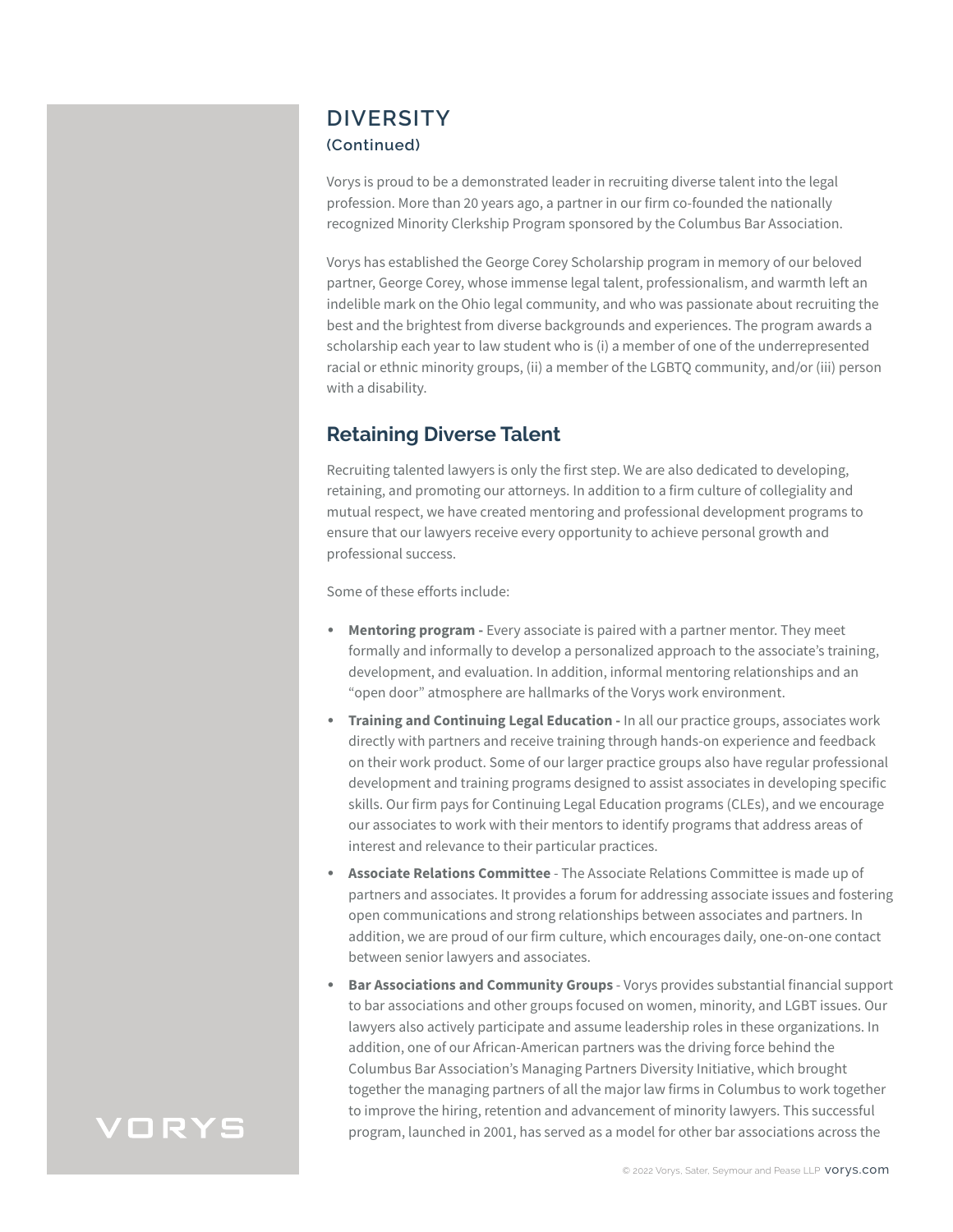## DIVERSITY

### (Continued)

Vorys is proud to be a demonstrated leader in recruiting diverse talent into the legal profession. More than 20 years ago, a partner in our firm co-founded the nationally recognized Minority Clerkship Program sponsored by the Columbus Bar Association.

Vorys has established the George Corey Scholarship program in memory of our beloved partner, George Corey, whose immense legal talent, professionalism, and warmth left an indelible mark on the Ohio legal community, and who was passionate about recruiting the best and the brightest from diverse backgrounds and experiences. The program awards a scholarship each year to law student who is (i) a member of one of the underrepresented racial or ethnic minority groups, (ii) a member of the LGBTQ community, and/or (iii) person with a disability.

## Retaining Diverse Talent

Recruiting talented lawyers is only the first step. We are also dedicated to developing, retaining, and promoting our attorneys. In addition to a firm culture of collegiality and mutual respect, we have created mentoring and professional development programs to ensure that our lawyers receive every opportunity to achieve personal growth and professional success.

Some of these efforts include:

- **Mentoring program -** Every associate is paired with a partner mentor. They meet formally and informally to develop a personalized approach to the associate's training, development, and evaluation. In addition, informal mentoring relationships and an "open door" atmosphere are hallmarks of the Vorys work environment.
- **Training and Continuing Legal Education -** In all our practice groups, associates work directly with partners and receive training through hands-on experience and feedback on their work product. Some of our larger practice groups also have regular professional development and training programs designed to assist associates in developing specific skills. Our firm pays for Continuing Legal Education programs (CLEs), and we encourage our associates to work with their mentors to identify programs that address areas of interest and relevance to their particular practices.
- **Associate Relations Committee** - The Associate Relations Committee is made up of partners and associates. It provides a forum for addressing associate issues and fostering open communications and strong relationships between associates and partners. In addition, we are proud of our firm culture, which encourages daily, one-on-one contact between senior lawyers and associates.
- **Bar Associations and Community Groups** - Vorys provides substantial financial support to bar associations and other groups focused on women, minority, and LGBT issues. Our lawyers also actively participate and assume leadership roles in these organizations. In addition, one of our African-American partners was the driving force behind the Columbus Bar Association's Managing Partners Diversity Initiative, which brought together the managing partners of all the major law firms in Columbus to work together to improve the hiring, retention and advancement of minority lawyers. This successful program, launched in 2001, has served as a model for other bar associations across the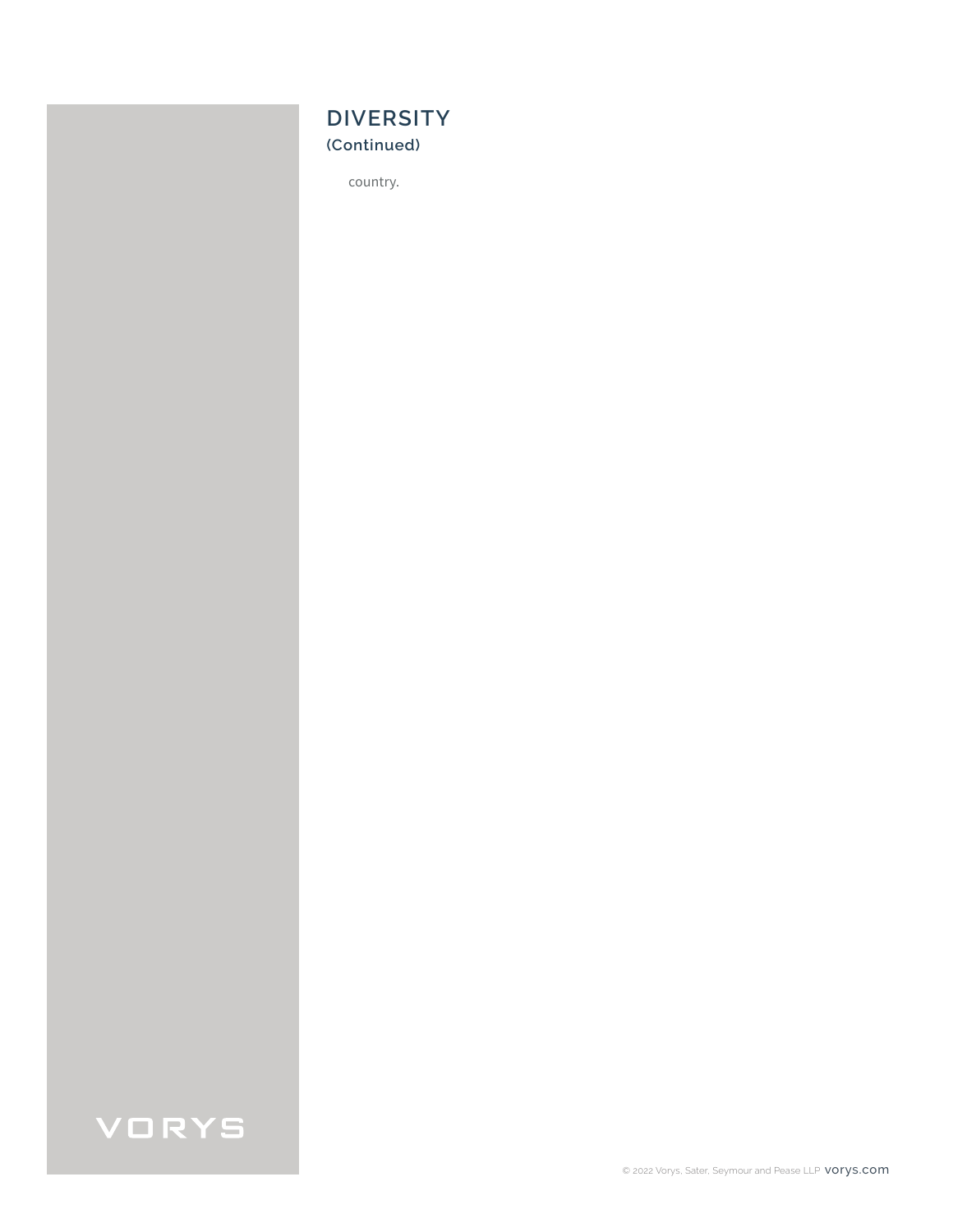## DIVERSITY
### (Continued)

country.